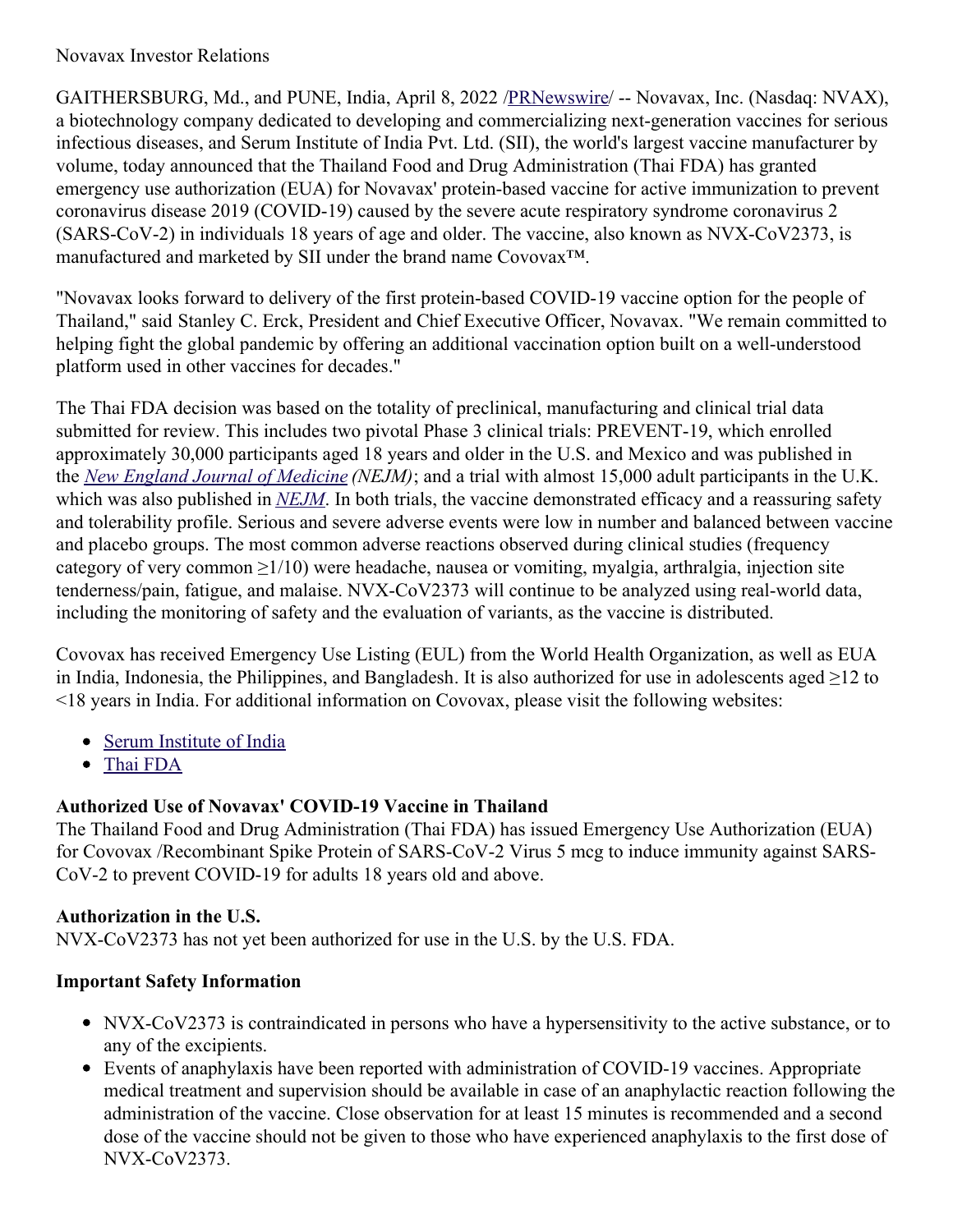Novavax Investor Relations

GAITHERSBURG, Md., and PUNE, India, April 8, 2022 /[PRNewswire](#)/ -- Novavax, Inc. (Nasdaq: NVAX), a biotechnology company dedicated to developing and commercializing next-generation vaccines for serious infectious diseases, and Serum Institute of India Pvt. Ltd. (SII), the world's largest vaccine manufacturer by volume, today announced that the Thailand Food and Drug Administration (Thai FDA) has granted emergency use authorization (EUA) for Novavax' protein-based vaccine for active immunization to prevent coronavirus disease 2019 (COVID-19) caused by the severe acute respiratory syndrome coronavirus 2 (SARS-CoV-2) in individuals 18 years of age and older. The vaccine, also known as NVX-CoV2373, is manufactured and marketed by SII under the brand name Covovax™.

"Novavax looks forward to delivery of the first protein-based COVID-19 vaccine option for the people of Thailand," said Stanley C. Erck, President and Chief Executive Officer, Novavax. "We remain committed to helping fight the global pandemic by offering an additional vaccination option built on a well-understood platform used in other vaccines for decades."

The Thai FDA decision was based on the totality of preclinical, manufacturing and clinical trial data submitted for review. This includes two pivotal Phase 3 clinical trials: PREVENT-19, which enrolled approximately 30,000 participants aged 18 years and older in the U.S. and Mexico and was published in the *[New England Journal of Medicine](#) (NEJM)*; and a trial with almost 15,000 adult participants in the U.K. which was also published in *[NEJM](#)*. In both trials, the vaccine demonstrated efficacy and a reassuring safety and tolerability profile. Serious and severe adverse events were low in number and balanced between vaccine and placebo groups. The most common adverse reactions observed during clinical studies (frequency category of very common ≥1/10) were headache, nausea or vomiting, myalgia, arthralgia, injection site tenderness/pain, fatigue, and malaise. NVX-CoV2373 will continue to be analyzed using real-world data, including the monitoring of safety and the evaluation of variants, as the vaccine is distributed.

Covovax has received Emergency Use Listing (EUL) from the World Health Organization, as well as EUA in India, Indonesia, the Philippines, and Bangladesh. It is also authorized for use in adolescents aged ≥12 to <18 years in India. For additional information on Covovax, please visit the following websites:

- [Serum Institute of India](#)
- [Thai FDA](#)

**Authorized Use of Novavax' COVID-19 Vaccine in Thailand**

The Thailand Food and Drug Administration (Thai FDA) has issued Emergency Use Authorization (EUA) for Covovax /Recombinant Spike Protein of SARS-CoV-2 Virus 5 mcg to induce immunity against SARS-CoV-2 to prevent COVID-19 for adults 18 years old and above.

**Authorization in the U.S.**

NVX-CoV2373 has not yet been authorized for use in the U.S. by the U.S. FDA.

**Important Safety Information**

- NVX-CoV2373 is contraindicated in persons who have a hypersensitivity to the active substance, or to any of the excipients.
- Events of anaphylaxis have been reported with administration of COVID-19 vaccines. Appropriate medical treatment and supervision should be available in case of an anaphylactic reaction following the administration of the vaccine. Close observation for at least 15 minutes is recommended and a second dose of the vaccine should not be given to those who have experienced anaphylaxis to the first dose of NVX-CoV2373.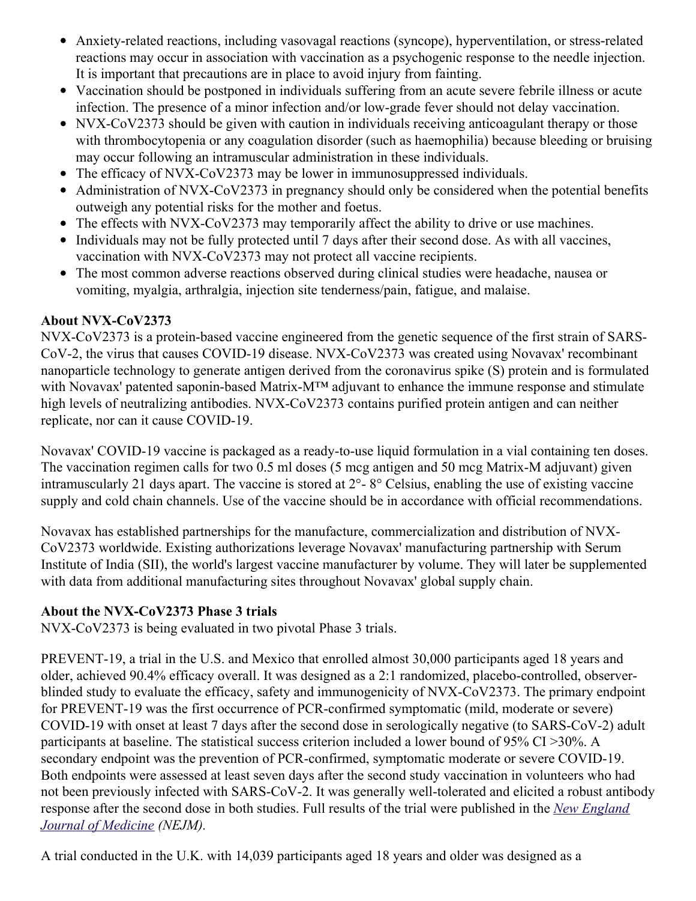- Anxiety-related reactions, including vasovagal reactions (syncope), hyperventilation, or stress-related reactions may occur in association with vaccination as a psychogenic response to the needle injection. It is important that precautions are in place to avoid injury from fainting.
- Vaccination should be postponed in individuals suffering from an acute severe febrile illness or acute infection. The presence of a minor infection and/or low-grade fever should not delay vaccination.
- NVX-CoV2373 should be given with caution in individuals receiving anticoagulant therapy or those with thrombocytopenia or any coagulation disorder (such as haemophilia) because bleeding or bruising may occur following an intramuscular administration in these individuals.
- The efficacy of NVX-CoV2373 may be lower in immunosuppressed individuals.
- Administration of NVX-CoV2373 in pregnancy should only be considered when the potential benefits outweigh any potential risks for the mother and foetus.
- The effects with NVX-CoV2373 may temporarily affect the ability to drive or use machines.
- Individuals may not be fully protected until 7 days after their second dose. As with all vaccines, vaccination with NVX-CoV2373 may not protect all vaccine recipients.
- The most common adverse reactions observed during clinical studies were headache, nausea or vomiting, myalgia, arthralgia, injection site tenderness/pain, fatigue, and malaise.

**About NVX-CoV2373**

NVX-CoV2373 is a protein-based vaccine engineered from the genetic sequence of the first strain of SARS-CoV-2, the virus that causes COVID-19 disease. NVX-CoV2373 was created using Novavax' recombinant nanoparticle technology to generate antigen derived from the coronavirus spike (S) protein and is formulated with Novavax' patented saponin-based Matrix-M™ adjuvant to enhance the immune response and stimulate high levels of neutralizing antibodies. NVX-CoV2373 contains purified protein antigen and can neither replicate, nor can it cause COVID-19.

Novavax' COVID-19 vaccine is packaged as a ready-to-use liquid formulation in a vial containing ten doses. The vaccination regimen calls for two 0.5 ml doses (5 mcg antigen and 50 mcg Matrix-M adjuvant) given intramuscularly 21 days apart. The vaccine is stored at 2°- 8° Celsius, enabling the use of existing vaccine supply and cold chain channels. Use of the vaccine should be in accordance with official recommendations.

Novavax has established partnerships for the manufacture, commercialization and distribution of NVX-CoV2373 worldwide. Existing authorizations leverage Novavax' manufacturing partnership with Serum Institute of India (SII), the world's largest vaccine manufacturer by volume. They will later be supplemented with data from additional manufacturing sites throughout Novavax' global supply chain.

**About the NVX-CoV2373 Phase 3 trials**

NVX-CoV2373 is being evaluated in two pivotal Phase 3 trials.

PREVENT-19, a trial in the U.S. and Mexico that enrolled almost 30,000 participants aged 18 years and older, achieved 90.4% efficacy overall. It was designed as a 2:1 randomized, placebo-controlled, observer-blinded study to evaluate the efficacy, safety and immunogenicity of NVX-CoV2373. The primary endpoint for PREVENT-19 was the first occurrence of PCR-confirmed symptomatic (mild, moderate or severe) COVID-19 with onset at least 7 days after the second dose in serologically negative (to SARS-CoV-2) adult participants at baseline. The statistical success criterion included a lower bound of 95% CI >30%. A secondary endpoint was the prevention of PCR-confirmed, symptomatic moderate or severe COVID-19. Both endpoints were assessed at least seven days after the second study vaccination in volunteers who had not been previously infected with SARS-CoV-2. It was generally well-tolerated and elicited a robust antibody response after the second dose in both studies. Full results of the trial were published in the *New England Journal of Medicine (NEJM).*

A trial conducted in the U.K. with 14,039 participants aged 18 years and older was designed as a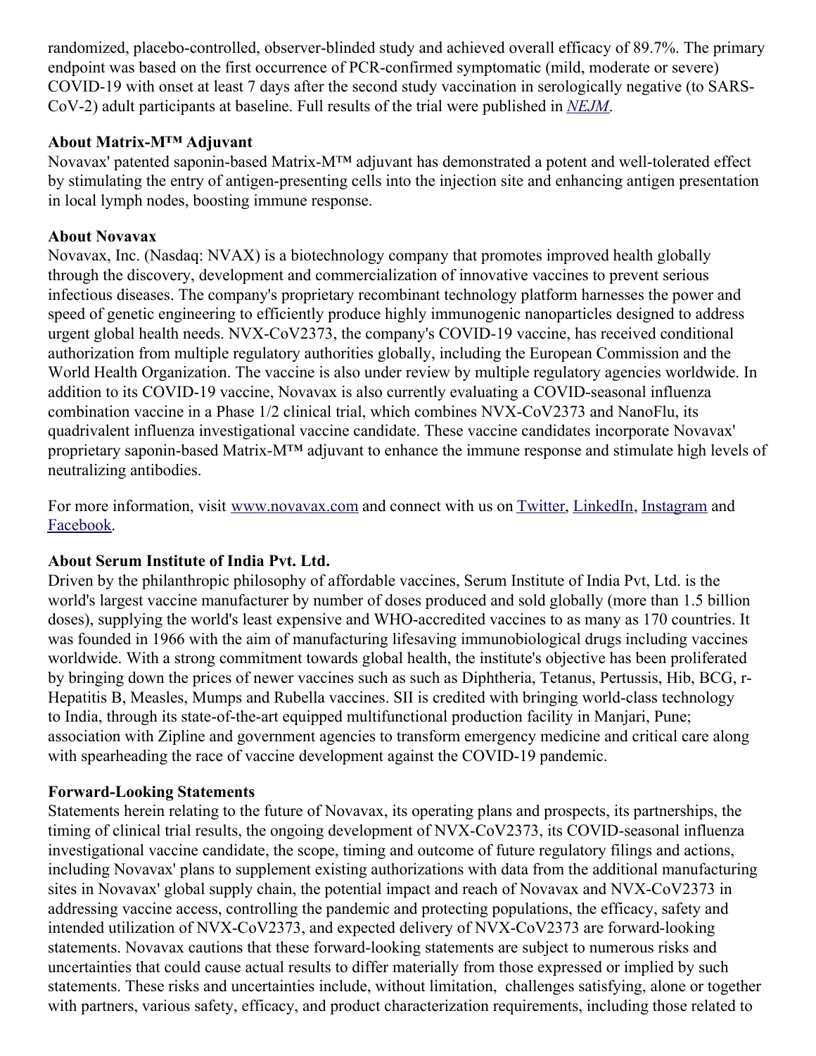randomized, placebo-controlled, observer-blinded study and achieved overall efficacy of 89.7%. The primary endpoint was based on the first occurrence of PCR-confirmed symptomatic (mild, moderate or severe) COVID-19 with onset at least 7 days after the second study vaccination in serologically negative (to SARS-CoV-2) adult participants at baseline. Full results of the trial were published in *NEJM*.

**About Matrix-M™ Adjuvant**

Novavax' patented saponin-based Matrix-M™ adjuvant has demonstrated a potent and well-tolerated effect by stimulating the entry of antigen-presenting cells into the injection site and enhancing antigen presentation in local lymph nodes, boosting immune response.

**About Novavax**

Novavax, Inc. (Nasdaq: NVAX) is a biotechnology company that promotes improved health globally through the discovery, development and commercialization of innovative vaccines to prevent serious infectious diseases. The company's proprietary recombinant technology platform harnesses the power and speed of genetic engineering to efficiently produce highly immunogenic nanoparticles designed to address urgent global health needs. NVX-CoV2373, the company's COVID-19 vaccine, has received conditional authorization from multiple regulatory authorities globally, including the European Commission and the World Health Organization. The vaccine is also under review by multiple regulatory agencies worldwide. In addition to its COVID-19 vaccine, Novavax is also currently evaluating a COVID-seasonal influenza combination vaccine in a Phase 1/2 clinical trial, which combines NVX-CoV2373 and NanoFlu, its quadrivalent influenza investigational vaccine candidate. These vaccine candidates incorporate Novavax' proprietary saponin-based Matrix-M™ adjuvant to enhance the immune response and stimulate high levels of neutralizing antibodies.

For more information, visit www.novavax.com and connect with us on Twitter, LinkedIn, Instagram and Facebook.

**About Serum Institute of India Pvt. Ltd.**

Driven by the philanthropic philosophy of affordable vaccines, Serum Institute of India Pvt, Ltd. is the world's largest vaccine manufacturer by number of doses produced and sold globally (more than 1.5 billion doses), supplying the world's least expensive and WHO-accredited vaccines to as many as 170 countries. It was founded in 1966 with the aim of manufacturing lifesaving immunobiological drugs including vaccines worldwide. With a strong commitment towards global health, the institute's objective has been proliferated by bringing down the prices of newer vaccines such as such as Diphtheria, Tetanus, Pertussis, Hib, BCG, r-Hepatitis B, Measles, Mumps and Rubella vaccines. SII is credited with bringing world-class technology to India, through its state-of-the-art equipped multifunctional production facility in Manjari, Pune; association with Zipline and government agencies to transform emergency medicine and critical care along with spearheading the race of vaccine development against the COVID-19 pandemic.

**Forward-Looking Statements**

Statements herein relating to the future of Novavax, its operating plans and prospects, its partnerships, the timing of clinical trial results, the ongoing development of NVX-CoV2373, its COVID-seasonal influenza investigational vaccine candidate, the scope, timing and outcome of future regulatory filings and actions, including Novavax' plans to supplement existing authorizations with data from the additional manufacturing sites in Novavax' global supply chain, the potential impact and reach of Novavax and NVX-CoV2373 in addressing vaccine access, controlling the pandemic and protecting populations, the efficacy, safety and intended utilization of NVX-CoV2373, and expected delivery of NVX-CoV2373 are forward-looking statements. Novavax cautions that these forward-looking statements are subject to numerous risks and uncertainties that could cause actual results to differ materially from those expressed or implied by such statements. These risks and uncertainties include, without limitation, challenges satisfying, alone or together with partners, various safety, efficacy, and product characterization requirements, including those related to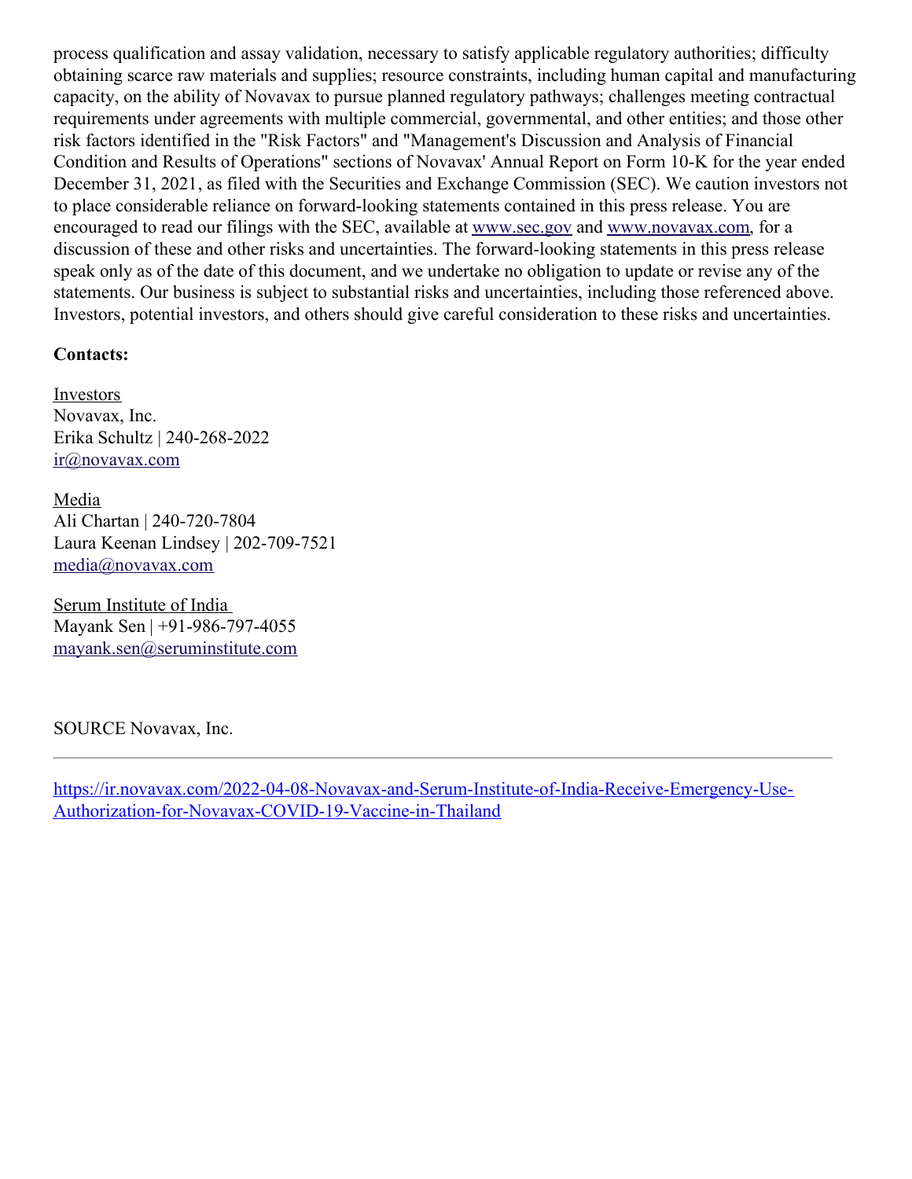process qualification and assay validation, necessary to satisfy applicable regulatory authorities; difficulty obtaining scarce raw materials and supplies; resource constraints, including human capital and manufacturing capacity, on the ability of Novavax to pursue planned regulatory pathways; challenges meeting contractual requirements under agreements with multiple commercial, governmental, and other entities; and those other risk factors identified in the "Risk Factors" and "Management's Discussion and Analysis of Financial Condition and Results of Operations" sections of Novavax' Annual Report on Form 10-K for the year ended December 31, 2021, as filed with the Securities and Exchange Commission (SEC). We caution investors not to place considerable reliance on forward-looking statements contained in this press release. You are encouraged to read our filings with the SEC, available at www.sec.gov and www.novavax.com, for a discussion of these and other risks and uncertainties. The forward-looking statements in this press release speak only as of the date of this document, and we undertake no obligation to update or revise any of the statements. Our business is subject to substantial risks and uncertainties, including those referenced above. Investors, potential investors, and others should give careful consideration to these risks and uncertainties.

**Contacts:**

Investors
Novavax, Inc.
Erika Schultz | 240-268-2022
ir@novavax.com

Media
Ali Chartan | 240-720-7804
Laura Keenan Lindsey | 202-709-7521
media@novavax.com

Serum Institute of India
Mayank Sen | +91-986-797-4055
mayank.sen@seruminstitute.com

SOURCE Novavax, Inc.

---

https://ir.novavax.com/2022-04-08-Novavax-and-Serum-Institute-of-India-Receive-Emergency-Use-Authorization-for-Novavax-COVID-19-Vaccine-in-Thailand